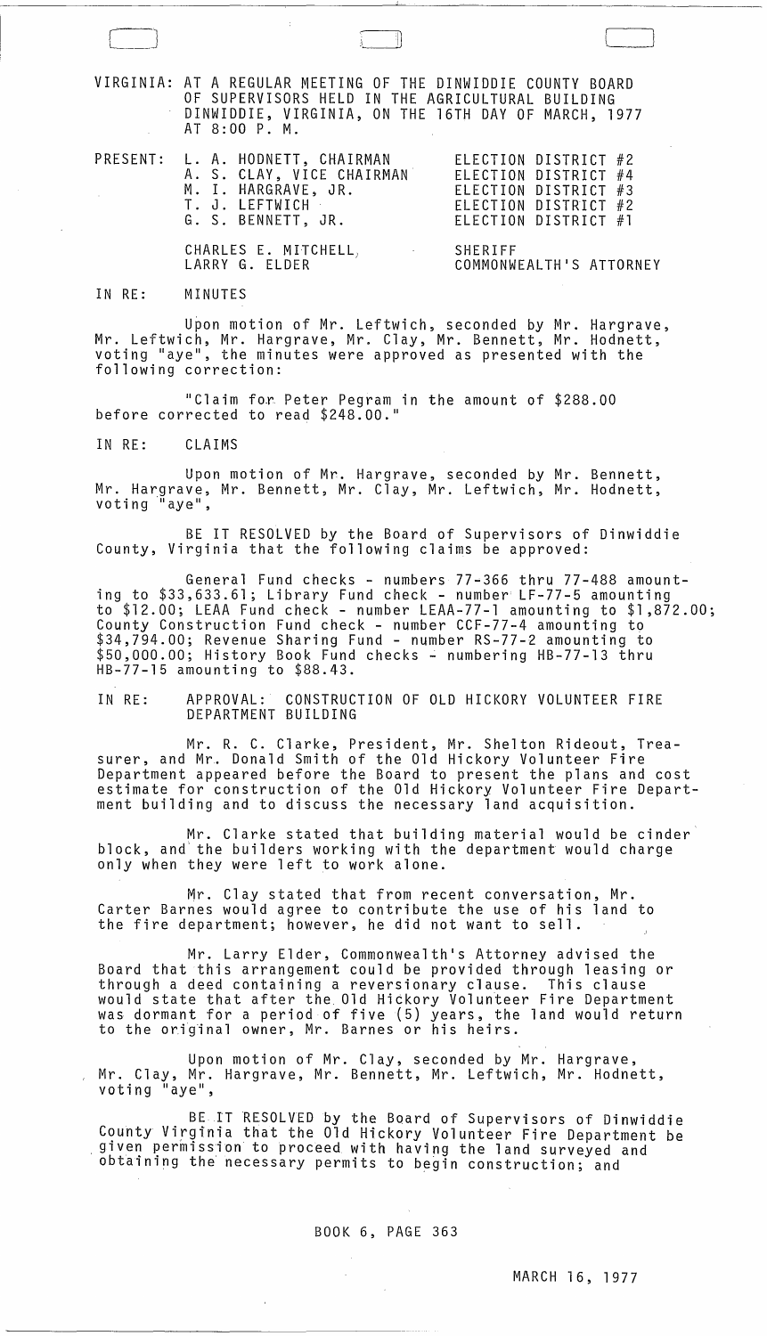VIRGINIA: AT A REGULAR MEETING OF THE DINWIDDIE COUNTY BOARD OF SUPERVISORS HELD IN THE AGRICULTURAL BUILDING DINWIDDIE, VIRGINIA, ON THE 16TH DAY OF MARCH, 1977 AT 8:00 P. M.

| PRESENT: | | |
|---|---|---|
| | L. A. HODNETT, CHAIRMAN | ELECTION DISTRICT #2 |
| | A. S. CLAY, VICE CHAIRMAN | ELECTION DISTRICT #4 |
| | M. I. HARGRAVE, JR. | ELECTION DISTRICT #3 |
| | T. J. LEFTWICH | ELECTION DISTRICT #2 |
| | G. S. BENNETT, JR. | ELECTION DISTRICT #1 |
| | CHARLES E. MITCHELL, | SHERIFF |
| | LARRY G. ELDER | COMMONWEALTH'S ATTORNEY |

IN RE: MINUTES

Upon motion of Mr. Leftwich, seconded by Mr. Hargrave, Mr. Leftwich, Mr. Hargrave, Mr. Clay, Mr. Bennett, Mr. Hodnett, voting "aye", the minutes were approved as presented with the following correction:

"Claim for Peter Pegram in the amount of $288.00 before corrected to read $248.00."

IN RE: CLAIMS

Upon motion of Mr. Hargrave, seconded by Mr. Bennett, Mr. Hargrave, Mr. Bennett, Mr. Clay, Mr. Leftwich, Mr. Hodnett, voting "aye",

BE IT RESOLVED by the Board of Supervisors of Dinwiddie County, Virginia that the following claims be approved:

General Fund checks - numbers 77-366 thru 77-488 amounting to $33,633.61; Library Fund check - number LF-77-5 amounting to $12.00; LEAA Fund check - number LEAA-77-1 amounting to $1,872.00; County Construction Fund check - number CCF-77-4 amounting to $34,794.00; Revenue Sharing Fund - number RS-77-2 amounting to $50,000.00; History Book Fund checks - numbering HB-77-13 thru HB-77-15 amounting to $88.43.

IN RE: APPROVAL: CONSTRUCTION OF OLD HICKORY VOLUNTEER FIRE DEPARTMENT BUILDING

Mr. R. C. Clarke, President, Mr. Shelton Rideout, Treasurer, and Mr. Donald Smith of the Old Hickory Volunteer Fire Department appeared before the Board to present the plans and cost estimate for construction of the Old Hickory Volunteer Fire Department building and to discuss the necessary land acquisition.

Mr. Clarke stated that building material would be cinder block, and the builders working with the department would charge only when they were left to work alone.

Mr. Clay stated that from recent conversation, Mr. Carter Barnes would agree to contribute the use of his land to the fire department; however, he did not want to sell.

Mr. Larry Elder, Commonwealth's Attorney advised the Board that this arrangement could be provided through leasing or through a deed containing a reversionary clause. This clause would state that after the Old Hickory Volunteer Fire Department was dormant for a period of five (5) years, the land would return to the original owner, Mr. Barnes or his heirs.

Upon motion of Mr. Clay, seconded by Mr. Hargrave, Mr. Clay, Mr. Hargrave, Mr. Bennett, Mr. Leftwich, Mr. Hodnett, voting "aye",

BE IT RESOLVED by the Board of Supervisors of Dinwiddie County Virginia that the Old Hickory Volunteer Fire Department be given permission to proceed with having the land surveyed and obtaining the necessary permits to begin construction; and

BOOK 6, PAGE 363

MARCH 16, 1977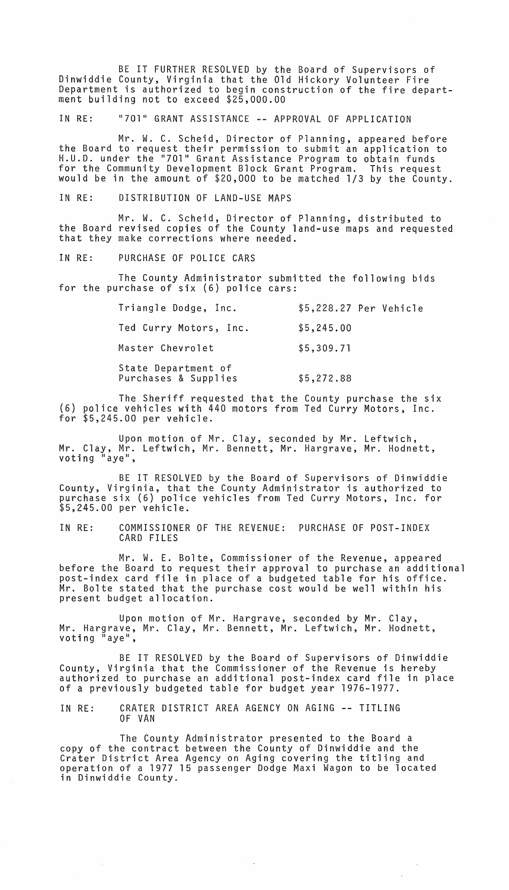BE IT FURTHER RESOLVED by the Board of Supervisors of Dinwiddie County, Virginia that the Old Hickory Volunteer Fire Department is authorized to begin construction of the fire department building not to exceed $25,000.00

IN RE: "701" GRANT ASSISTANCE -- APPROVAL OF APPLICATION

Mr. W. C. Scheid, Director of Planning, appeared before the Board to request their permission to submit an application to H.U.D. under the "701" Grant Assistance Program to obtain funds for the Community Development Block Grant Program. This request would be in the amount of $20,000 to be matched 1/3 by the County.

IN RE: DISTRIBUTION OF LAND-USE MAPS

Mr. W. C. Scheid, Director of Planning, distributed to the Board revised copies of the County land-use maps and requested that they make corrections where needed.

IN RE: PURCHASE OF POLICE CARS

The County Administrator submitted the following bids for the purchase of six (6) police cars:

| | |
|---|---|
| Triangle Dodge, Inc. | $5,228.27 Per Vehicle |
| Ted Curry Motors, Inc. | $5,245.00 |
| Master Chevrolet | $5,309.71 |
| State Department of Purchases & Supplies | $5,272.88 |

The Sheriff requested that the County purchase the six (6) police vehicles with 440 motors from Ted Curry Motors, Inc. for $5,245.00 per vehicle.

Upon motion of Mr. Clay, seconded by Mr. Leftwich, Mr. Clay, Mr. Leftwich, Mr. Bennett, Mr. Hargrave, Mr. Hodnett, voting "aye",

BE IT RESOLVED by the Board of Supervisors of Dinwiddie County, Virginia, that the County Administrator is authorized to purchase six (6) police vehicles from Ted Curry Motors, Inc. for $5,245.00 per vehicle.

IN RE: COMMISSIONER OF THE REVENUE: PURCHASE OF POST-INDEX CARD FILES

Mr. W. E. Bolte, Commissioner of the Revenue, appeared before the Board to request their approval to purchase an additional post-index card file in place of a budgeted table for his office. Mr. Bolte stated that the purchase cost would be well within his present budget allocation.

Upon motion of Mr. Hargrave, seconded by Mr. Clay, Mr. Hargrave, Mr. Clay, Mr. Bennett, Mr. Leftwich, Mr. Hodnett, voting "aye",

BE IT RESOLVED by the Board of Supervisors of Dinwiddie County, Virginia that the Commissioner of the Revenue is hereby authorized to purchase an additional post-index card file in place of a previously budgeted table for budget year 1976-1977.

IN RE: CRATER DISTRICT AREA AGENCY ON AGING -- TITLING OF VAN

The County Administrator presented to the Board a copy of the contract between the County of Dinwiddie and the Crater District Area Agency on Aging covering the titling and operation of a 1977 15 passenger Dodge Maxi Wagon to be located in Dinwiddie County.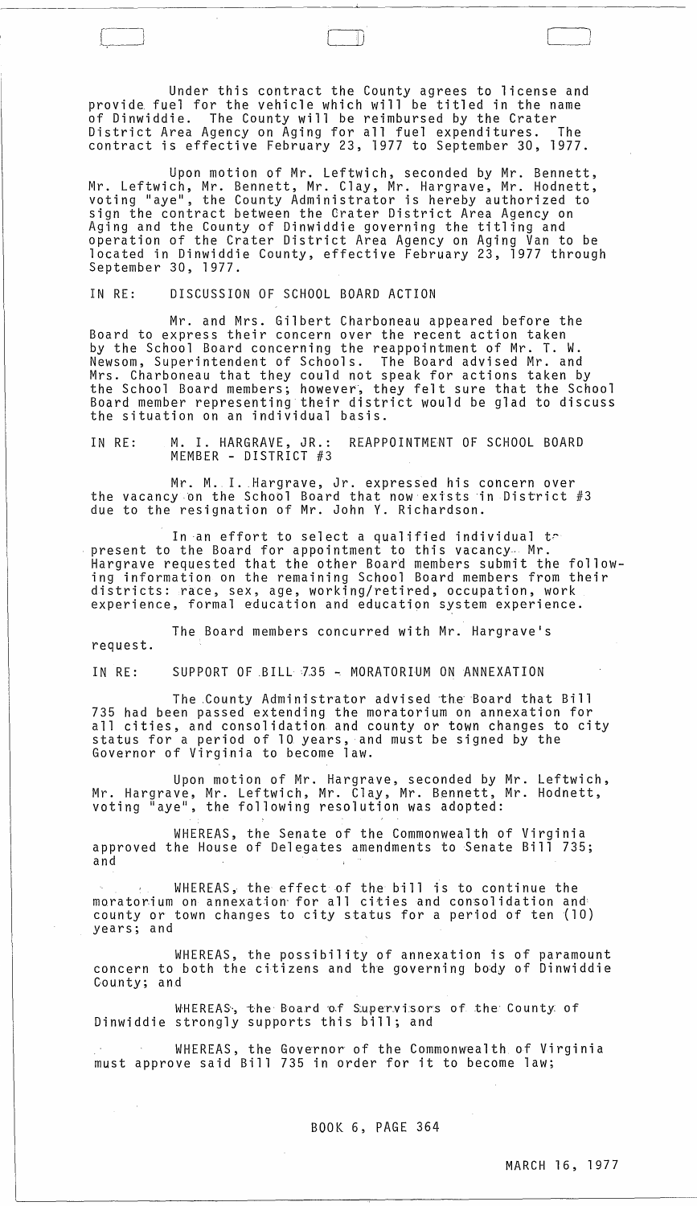Under this contract the County agrees to license and provide fuel for the vehicle which will be titled in the name of Dinwiddie. The County will be reimbursed by the Crater District Area Agency on Aging for all fuel expenditures. The contract is effective February 23, 1977 to September 30, 1977.

Upon motion of Mr. Leftwich, seconded by Mr. Bennett, Mr. Leftwich, Mr. Bennett, Mr. Clay, Mr. Hargrave, Mr. Hodnett, voting "aye", the County Administrator is hereby authorized to sign the contract between the Crater District Area Agency on Aging and the County of Dinwiddie governing the titling and operation of the Crater District Area Agency on Aging Van to be located in Dinwiddie County, effective February 23, 1977 through September 30, 1977.

IN RE: DISCUSSION OF SCHOOL BOARD ACTION

Mr. and Mrs. Gilbert Charboneau appeared before the Board to express their concern over the recent action taken by the School Board concerning the reappointment of Mr. T. W. Newsom, Superintendent of Schools. The Board advised Mr. and Mrs. Charboneau that they could not speak for actions taken by the School Board members; however, they felt sure that the School Board member representing their district would be glad to discuss the situation on an individual basis.

IN RE: M. I. HARGRAVE, JR.: REAPPOINTMENT OF SCHOOL BOARD MEMBER - DISTRICT #3

Mr. M. I. Hargrave, Jr. expressed his concern over the vacancy on the School Board that now exists in District #3 due to the resignation of Mr. John Y. Richardson.

In an effort to select a qualified individual to present to the Board for appointment to this vacancy. Mr. Hargrave requested that the other Board members submit the following information on the remaining School Board members from their districts: race, sex, age, working/retired, occupation, work experience, formal education and education system experience.

The Board members concurred with Mr. Hargrave's request.

IN RE: SUPPORT OF BILL 735 - MORATORIUM ON ANNEXATION

The County Administrator advised the Board that Bill 735 had been passed extending the moratorium on annexation for all cities, and consolidation and county or town changes to city status for a period of 10 years, and must be signed by the Governor of Virginia to become law.

Upon motion of Mr. Hargrave, seconded by Mr. Leftwich, Mr. Hargrave, Mr. Leftwich, Mr. Clay, Mr. Bennett, Mr. Hodnett, voting "aye", the following resolution was adopted:

WHEREAS, the Senate of the Commonwealth of Virginia approved the House of Delegates amendments to Senate Bill 735; and

WHEREAS, the effect of the bill is to continue the moratorium on annexation for all cities and consolidation and county or town changes to city status for a period of ten (10) years; and

WHEREAS, the possibility of annexation is of paramount concern to both the citizens and the governing body of Dinwiddie County; and

WHEREAS, the Board of Supervisors of the County of Dinwiddie strongly supports this bill; and

WHEREAS, the Governor of the Commonwealth of Virginia must approve said Bill 735 in order for it to become law;

BOOK 6, PAGE 364

MARCH 16, 1977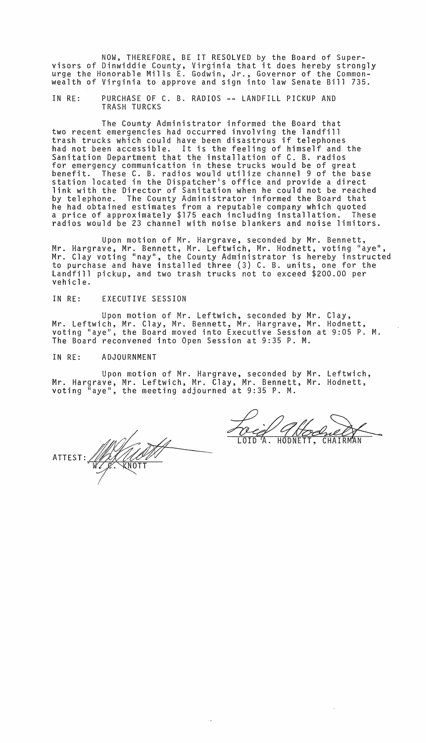NOW, THEREFORE, BE IT RESOLVED by the Board of Supervisors of Dinwiddie County, Virginia that it does hereby strongly urge the Honorable Mills E. Godwin, Jr., Governor of the Commonwealth of Virginia to approve and sign into law Senate Bill 735.

IN RE: PURCHASE OF C. B. RADIOS -- LANDFILL PICKUP AND TRASH TURCKS

The County Administrator informed the Board that two recent emergencies had occurred involving the landfill trash trucks which could have been disastrous if telephones had not been accessible. It is the feeling of himself and the Sanitation Department that the installation of C. B. radios for emergency communication in these trucks would be of great benefit. These C. B. radios would utilize channel 9 of the base station located in the Dispatcher's office and provide a direct link with the Director of Sanitation when he could not be reached by telephone. The County Administrator informed the Board that he had obtained estimates from a reputable company which quoted a price of approximately $175 each including installation. These radios would be 23 channel with noise blankers and noise limitors.

Upon motion of Mr. Hargrave, seconded by Mr. Bennett, Mr. Hargrave, Mr. Bennett, Mr. Leftwich, Mr. Hodnett, voting "aye", Mr. Clay voting "nay", the County Administrator is hereby instructed to purchase and have installed three (3) C. B. units, one for the Landfill pickup, and two trash trucks not to exceed $200.00 per vehicle.

IN RE: EXECUTIVE SESSION

Upon motion of Mr. Leftwich, seconded by Mr. Clay, Mr. Leftwich, Mr. Clay, Mr. Bennett, Mr. Hargrave, Mr. Hodnett, voting "aye", the Board moved into Executive Session at 9:05 P. M. The Board reconvened into Open Session at 9:35 P. M.

IN RE: ADJOURNMENT

Upon motion of Mr. Hargrave, seconded by Mr. Leftwich, Mr. Hargrave, Mr. Leftwich, Mr. Clay, Mr. Bennett, Mr. Hodnett, voting "aye", the meeting adjourned at 9:35 P. M.

LOID A. HODNETT, CHAIRMAN

ATTEST: W. C. KNOTT